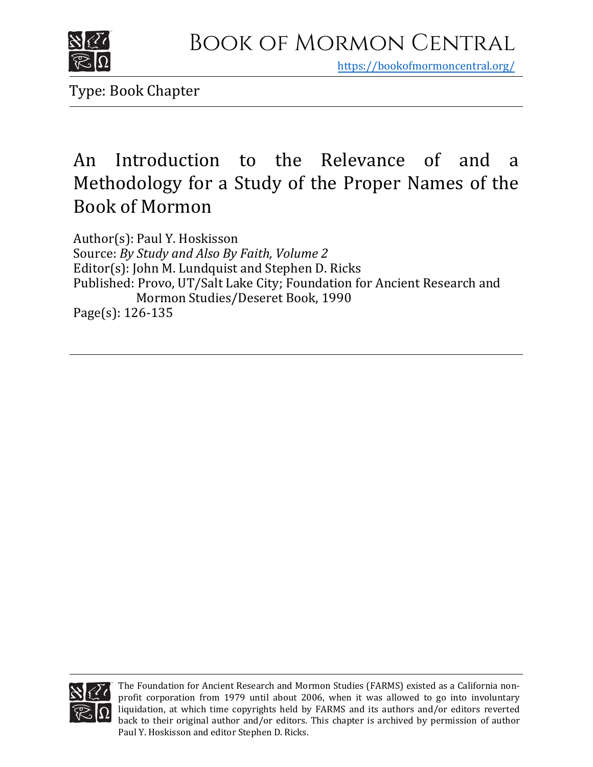# Book of Mormon Central

https://bookofmormoncentral.org/

Type: Book Chapter

## An Introduction to the Relevance of and a Methodology for a Study of the Proper Names of the Book of Mormon

Author(s): Paul Y. Hoskisson
Source: *By Study and Also By Faith, Volume 2*
Editor(s): John M. Lundquist and Stephen D. Ricks
Published: Provo, UT/Salt Lake City; Foundation for Ancient Research and Mormon Studies/Deseret Book, 1990
Page(s): 126-135

The Foundation for Ancient Research and Mormon Studies (FARMS) existed as a California non-profit corporation from 1979 until about 2006, when it was allowed to go into involuntary liquidation, at which time copyrights held by FARMS and its authors and/or editors reverted back to their original author and/or editors. This chapter is archived by permission of author Paul Y. Hoskisson and editor Stephen D. Ricks.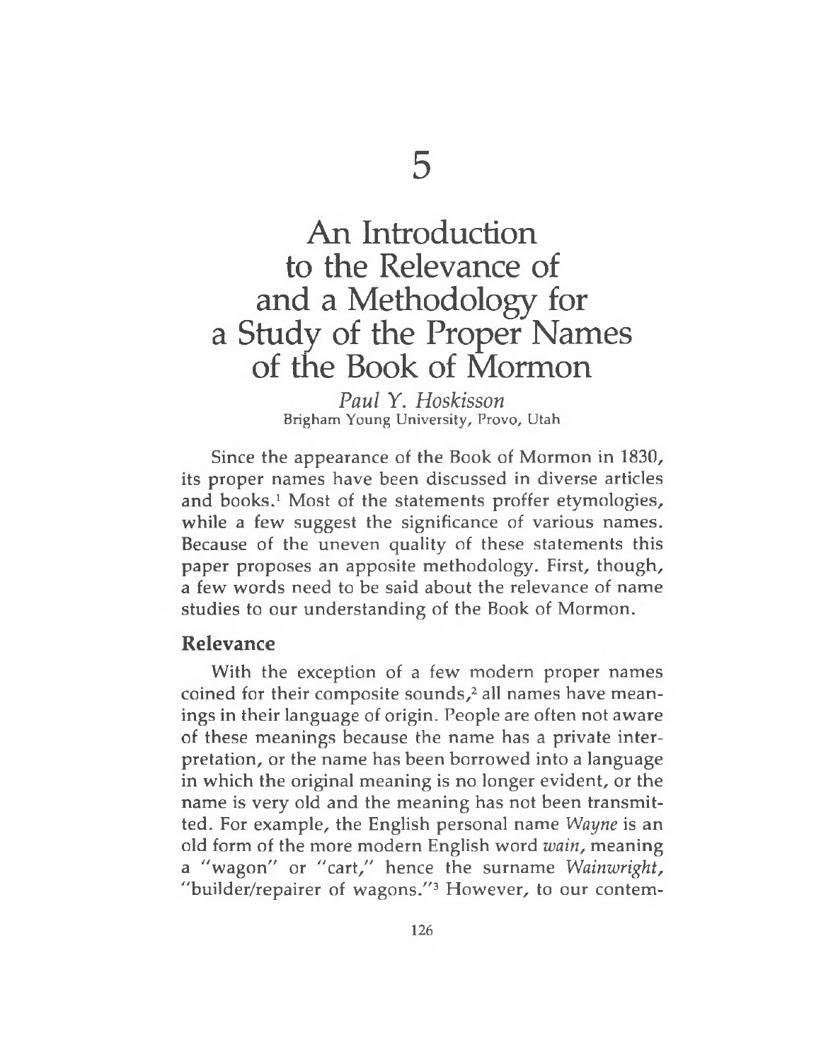# 5

# An Introduction to the Relevance of and a Methodology for a Study of the Proper Names of the Book of Mormon

*Paul Y. Hoskisson*
Brigham Young University, Provo, Utah

Since the appearance of the Book of Mormon in 1830, its proper names have been discussed in diverse articles and books.[1] Most of the statements proffer etymologies, while a few suggest the significance of various names. Because of the uneven quality of these statements this paper proposes an apposite methodology. First, though, a few words need to be said about the relevance of name studies to our understanding of the Book of Mormon.

## Relevance

With the exception of a few modern proper names coined for their composite sounds,[2] all names have meanings in their language of origin. People are often not aware of these meanings because the name has a private interpretation, or the name has been borrowed into a language in which the original meaning is no longer evident, or the name is very old and the meaning has not been transmitted. For example, the English personal name *Wayne* is an old form of the more modern English word *wain*, meaning a "wagon" or "cart," hence the surname *Wainwright*, "builder/repairer of wagons."[3] However, to our contem-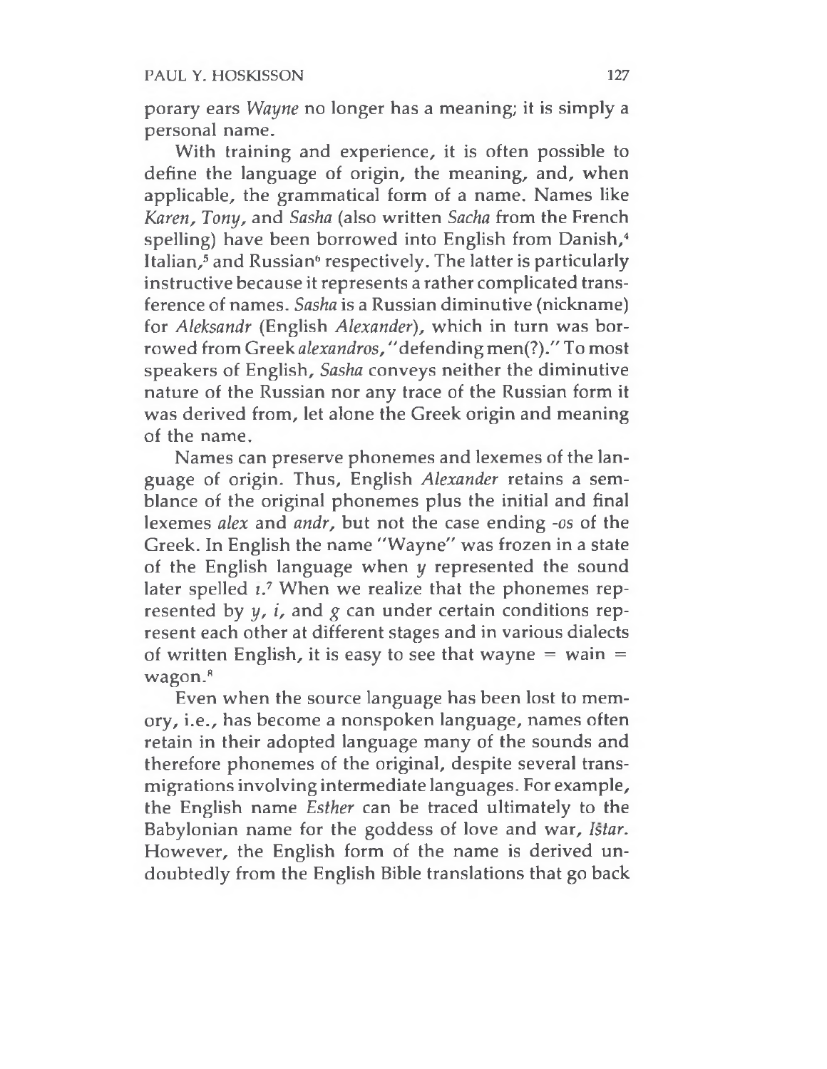porary ears *Wayne* no longer has a meaning; it is simply a personal name.

With training and experience, it is often possible to define the language of origin, the meaning, and, when applicable, the grammatical form of a name. Names like *Karen*, *Tony*, and *Sasha* (also written *Sacha* from the French spelling) have been borrowed into English from Danish,[4] Italian,[5] and Russian[6] respectively. The latter is particularly instructive because it represents a rather complicated transference of names. *Sasha* is a Russian diminutive (nickname) for *Aleksandr* (English *Alexander*), which in turn was borrowed from Greek *alexandros*, "defending men(?)." To most speakers of English, *Sasha* conveys neither the diminutive nature of the Russian nor any trace of the Russian form it was derived from, let alone the Greek origin and meaning of the name.

Names can preserve phonemes and lexemes of the language of origin. Thus, English *Alexander* retains a semblance of the original phonemes plus the initial and final lexemes *alex* and *andr*, but not the case ending *-os* of the Greek. In English the name "Wayne" was frozen in a state of the English language when *y* represented the sound later spelled *ı*.[7] When we realize that the phonemes represented by *y*, *i*, and *g* can under certain conditions represent each other at different stages and in various dialects of written English, it is easy to see that wayne = wain = wagon.[8]

Even when the source language has been lost to memory, i.e., has become a nonspoken language, names often retain in their adopted language many of the sounds and therefore phonemes of the original, despite several transmigrations involving intermediate languages. For example, the English name *Esther* can be traced ultimately to the Babylonian name for the goddess of love and war, *Ištar*. However, the English form of the name is derived undoubtedly from the English Bible translations that go back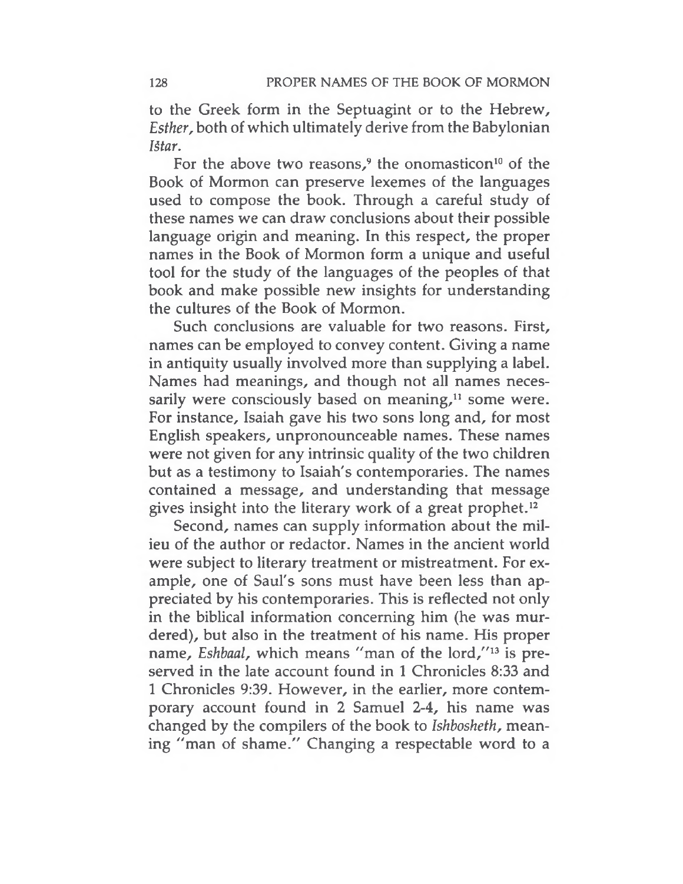to the Greek form in the Septuagint or to the Hebrew, *Esther*, both of which ultimately derive from the Babylonian *Ištar*.

For the above two reasons,[9] the onomasticon[10] of the Book of Mormon can preserve lexemes of the languages used to compose the book. Through a careful study of these names we can draw conclusions about their possible language origin and meaning. In this respect, the proper names in the Book of Mormon form a unique and useful tool for the study of the languages of the peoples of that book and make possible new insights for understanding the cultures of the Book of Mormon.

Such conclusions are valuable for two reasons. First, names can be employed to convey content. Giving a name in antiquity usually involved more than supplying a label. Names had meanings, and though not all names necessarily were consciously based on meaning,[11] some were. For instance, Isaiah gave his two sons long and, for most English speakers, unpronounceable names. These names were not given for any intrinsic quality of the two children but as a testimony to Isaiah's contemporaries. The names contained a message, and understanding that message gives insight into the literary work of a great prophet.[12]

Second, names can supply information about the milieu of the author or redactor. Names in the ancient world were subject to literary treatment or mistreatment. For example, one of Saul's sons must have been less than appreciated by his contemporaries. This is reflected not only in the biblical information concerning him (he was murdered), but also in the treatment of his name. His proper name, *Eshbaal*, which means "man of the lord,"[13] is preserved in the late account found in 1 Chronicles 8:33 and 1 Chronicles 9:39. However, in the earlier, more contemporary account found in 2 Samuel 2-4, his name was changed by the compilers of the book to *Ishbosheth*, meaning "man of shame." Changing a respectable word to a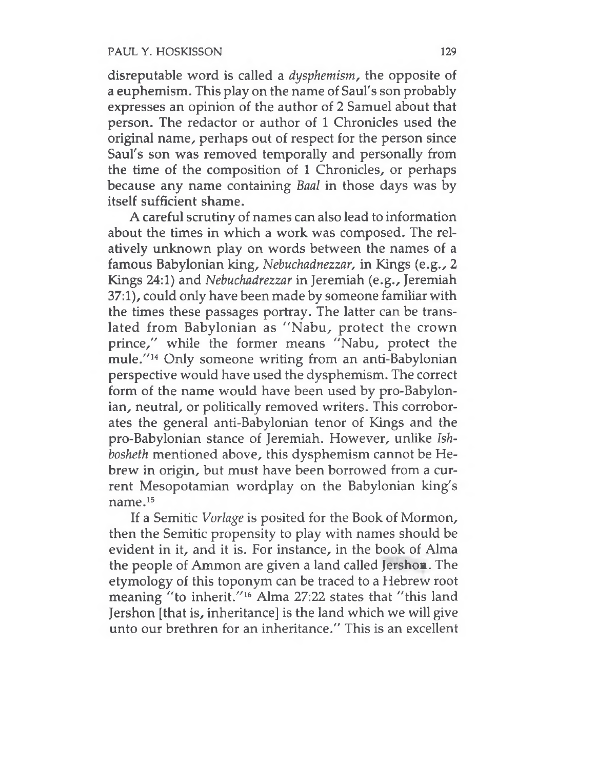disreputable word is called a *dysphemism*, the opposite of a euphemism. This play on the name of Saul's son probably expresses an opinion of the author of 2 Samuel about that person. The redactor or author of 1 Chronicles used the original name, perhaps out of respect for the person since Saul's son was removed temporally and personally from the time of the composition of 1 Chronicles, or perhaps because any name containing *Baal* in those days was by itself sufficient shame.

A careful scrutiny of names can also lead to information about the times in which a work was composed. The relatively unknown play on words between the names of a famous Babylonian king, *Nebuchadnezzar*, in Kings (e.g., 2 Kings 24:1) and *Nebuchadrezzar* in Jeremiah (e.g., Jeremiah 37:1), could only have been made by someone familiar with the times these passages portray. The latter can be translated from Babylonian as "Nabu, protect the crown prince," while the former means "Nabu, protect the mule."[14] Only someone writing from an anti-Babylonian perspective would have used the dysphemism. The correct form of the name would have been used by pro-Babylonian, neutral, or politically removed writers. This corroborates the general anti-Babylonian tenor of Kings and the pro-Babylonian stance of Jeremiah. However, unlike *Ishbosheth* mentioned above, this dysphemism cannot be Hebrew in origin, but must have been borrowed from a current Mesopotamian wordplay on the Babylonian king's name.[15]

If a Semitic *Vorlage* is posited for the Book of Mormon, then the Semitic propensity to play with names should be evident in it, and it is. For instance, in the book of Alma the people of Ammon are given a land called Jershon. The etymology of this toponym can be traced to a Hebrew root meaning "to inherit."[16] Alma 27:22 states that "this land Jershon [that is, inheritance] is the land which we will give unto our brethren for an inheritance." This is an excellent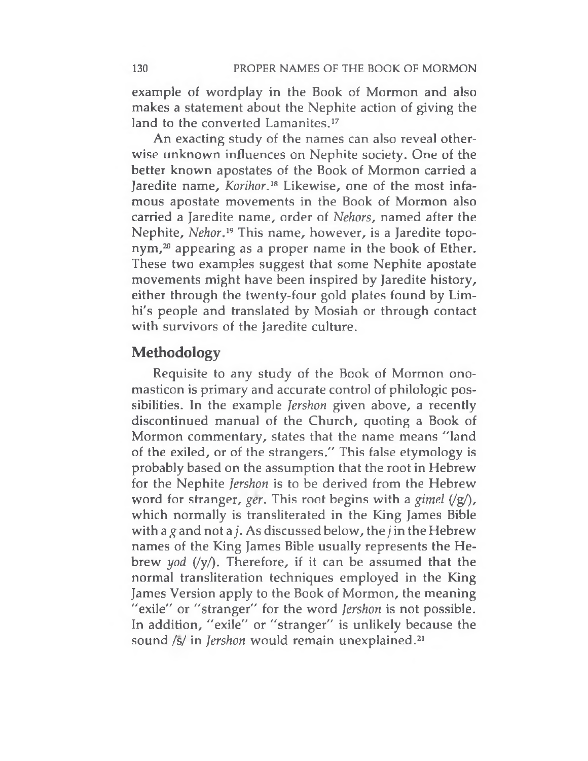example of wordplay in the Book of Mormon and also makes a statement about the Nephite action of giving the land to the converted Lamanites.[17]

An exacting study of the names can also reveal otherwise unknown influences on Nephite society. One of the better known apostates of the Book of Mormon carried a Jaredite name, *Korihor*.[18] Likewise, one of the most infamous apostate movements in the Book of Mormon also carried a Jaredite name, order of *Nehors*, named after the Nephite, *Nehor*.[19] This name, however, is a Jaredite toponym,[20] appearing as a proper name in the book of Ether. These two examples suggest that some Nephite apostate movements might have been inspired by Jaredite history, either through the twenty-four gold plates found by Limhi's people and translated by Mosiah or through contact with survivors of the Jaredite culture.

## Methodology

Requisite to any study of the Book of Mormon onomasticon is primary and accurate control of philologic possibilities. In the example *Jershon* given above, a recently discontinued manual of the Church, quoting a Book of Mormon commentary, states that the name means "land of the exiled, or of the strangers." This false etymology is probably based on the assumption that the root in Hebrew for the Nephite *Jershon* is to be derived from the Hebrew word for stranger, *ger*. This root begins with a *gimel* (/g/), which normally is transliterated in the King James Bible with a *g* and not a *j*. As discussed below, the *j* in the Hebrew names of the King James Bible usually represents the Hebrew *yod* (/y/). Therefore, if it can be assumed that the normal transliteration techniques employed in the King James Version apply to the Book of Mormon, the meaning "exile" or "stranger" for the word *Jershon* is not possible. In addition, "exile" or "stranger" is unlikely because the sound /š/ in *Jershon* would remain unexplained.[21]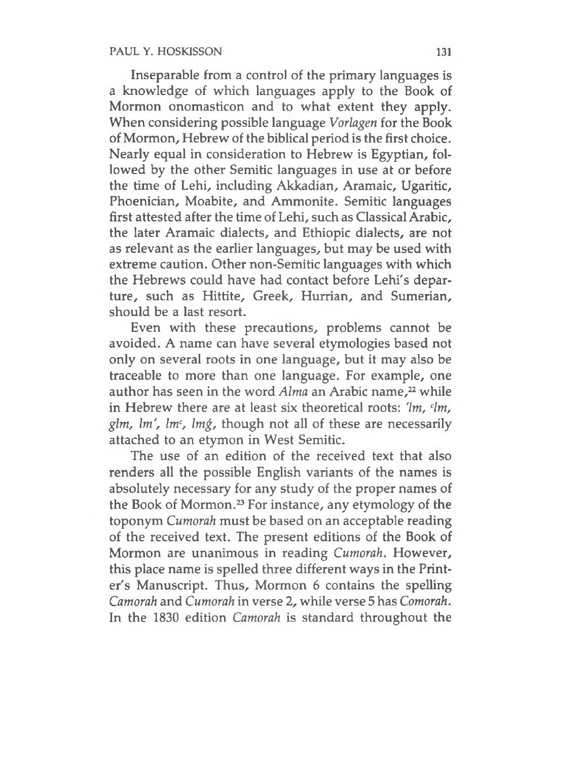Inseparable from a control of the primary languages is a knowledge of which languages apply to the Book of Mormon onomasticon and to what extent they apply. When considering possible language *Vorlagen* for the Book of Mormon, Hebrew of the biblical period is the first choice. Nearly equal in consideration to Hebrew is Egyptian, followed by the other Semitic languages in use at or before the time of Lehi, including Akkadian, Aramaic, Ugaritic, Phoenician, Moabite, and Ammonite. Semitic languages first attested after the time of Lehi, such as Classical Arabic, the later Aramaic dialects, and Ethiopic dialects, are not as relevant as the earlier languages, but may be used with extreme caution. Other non-Semitic languages with which the Hebrews could have had contact before Lehi's departure, such as Hittite, Greek, Hurrian, and Sumerian, should be a last resort.

Even with these precautions, problems cannot be avoided. A name can have several etymologies based not only on several roots in one language, but it may also be traceable to more than one language. For example, one author has seen in the word *Alma* an Arabic name,[22] while in Hebrew there are at least six theoretical roots: *'lm, ᶜlm, glm, lm', lmᶜ, lmǵ*, though not all of these are necessarily attached to an etymon in West Semitic.

The use of an edition of the received text that also renders all the possible English variants of the names is absolutely necessary for any study of the proper names of the Book of Mormon.[23] For instance, any etymology of the toponym *Cumorah* must be based on an acceptable reading of the received text. The present editions of the Book of Mormon are unanimous in reading *Cumorah*. However, this place name is spelled three different ways in the Printer's Manuscript. Thus, Mormon 6 contains the spelling *Camorah* and *Cumorah* in verse 2, while verse 5 has *Comorah*. In the 1830 edition *Camorah* is standard throughout the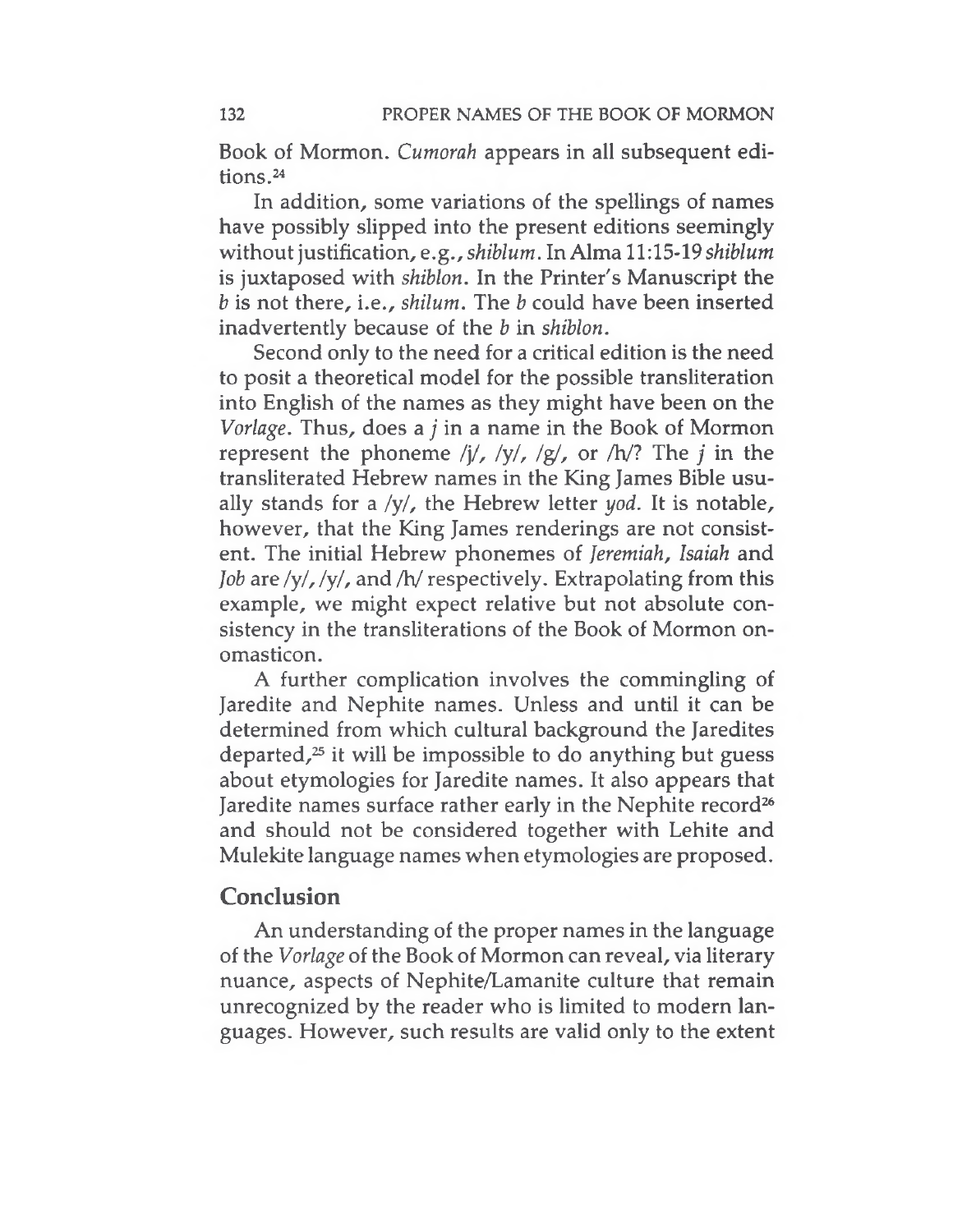Book of Mormon. *Cumorah* appears in all subsequent editions.[24]

In addition, some variations of the spellings of names have possibly slipped into the present editions seemingly without justification, e.g., *shiblum*. In Alma 11:15-19 *shiblum* is juxtaposed with *shiblon*. In the Printer's Manuscript the *b* is not there, i.e., *shilum*. The *b* could have been inserted inadvertently because of the *b* in *shiblon*.

Second only to the need for a critical edition is the need to posit a theoretical model for the possible transliteration into English of the names as they might have been on the *Vorlage*. Thus, does a *j* in a name in the Book of Mormon represent the phoneme /j/, /y/, /g/, or /h/? The *j* in the transliterated Hebrew names in the King James Bible usually stands for a /y/, the Hebrew letter *yod*. It is notable, however, that the King James renderings are not consistent. The initial Hebrew phonemes of *Jeremiah*, *Isaiah* and *Job* are /y/, /y/, and /h/ respectively. Extrapolating from this example, we might expect relative but not absolute consistency in the transliterations of the Book of Mormon onomasticon.

A further complication involves the commingling of Jaredite and Nephite names. Unless and until it can be determined from which cultural background the Jaredites departed,[25] it will be impossible to do anything but guess about etymologies for Jaredite names. It also appears that Jaredite names surface rather early in the Nephite record[26] and should not be considered together with Lehite and Mulekite language names when etymologies are proposed.

## Conclusion

An understanding of the proper names in the language of the *Vorlage* of the Book of Mormon can reveal, via literary nuance, aspects of Nephite/Lamanite culture that remain unrecognized by the reader who is limited to modern languages. However, such results are valid only to the extent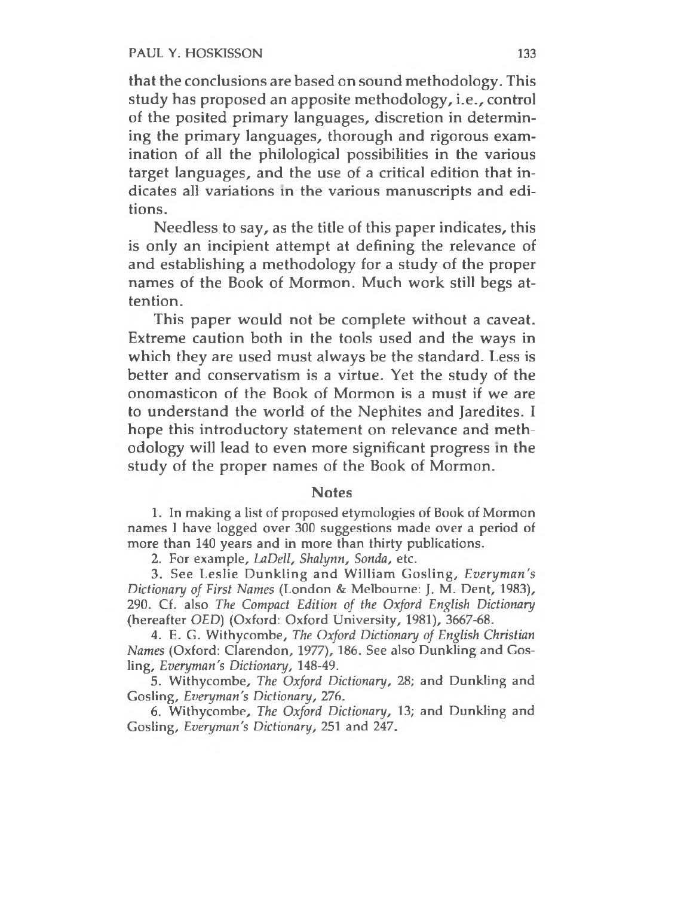that the conclusions are based on sound methodology. This study has proposed an apposite methodology, i.e., control of the posited primary languages, discretion in determining the primary languages, thorough and rigorous examination of all the philological possibilities in the various target languages, and the use of a critical edition that indicates all variations in the various manuscripts and editions.

Needless to say, as the title of this paper indicates, this is only an incipient attempt at defining the relevance of and establishing a methodology for a study of the proper names of the Book of Mormon. Much work still begs attention.

This paper would not be complete without a caveat. Extreme caution both in the tools used and the ways in which they are used must always be the standard. Less is better and conservatism is a virtue. Yet the study of the onomasticon of the Book of Mormon is a must if we are to understand the world of the Nephites and Jaredites. I hope this introductory statement on relevance and methodology will lead to even more significant progress in the study of the proper names of the Book of Mormon.

## Notes

1. In making a list of proposed etymologies of Book of Mormon names I have logged over 300 suggestions made over a period of more than 140 years and in more than thirty publications.

2. For example, *LaDell*, *Shalynn*, *Sonda*, etc.

3. See Leslie Dunkling and William Gosling, *Everyman's Dictionary of First Names* (London & Melbourne: J. M. Dent, 1983), 290. Cf. also *The Compact Edition of the Oxford English Dictionary* (hereafter *OED*) (Oxford: Oxford University, 1981), 3667-68.

4. E. G. Withycombe, *The Oxford Dictionary of English Christian Names* (Oxford: Clarendon, 1977), 186. See also Dunkling and Gosling, *Everyman's Dictionary*, 148-49.

5. Withycombe, *The Oxford Dictionary*, 28; and Dunkling and Gosling, *Everyman's Dictionary*, 276.

6. Withycombe, *The Oxford Dictionary*, 13; and Dunkling and Gosling, *Everyman's Dictionary*, 251 and 247.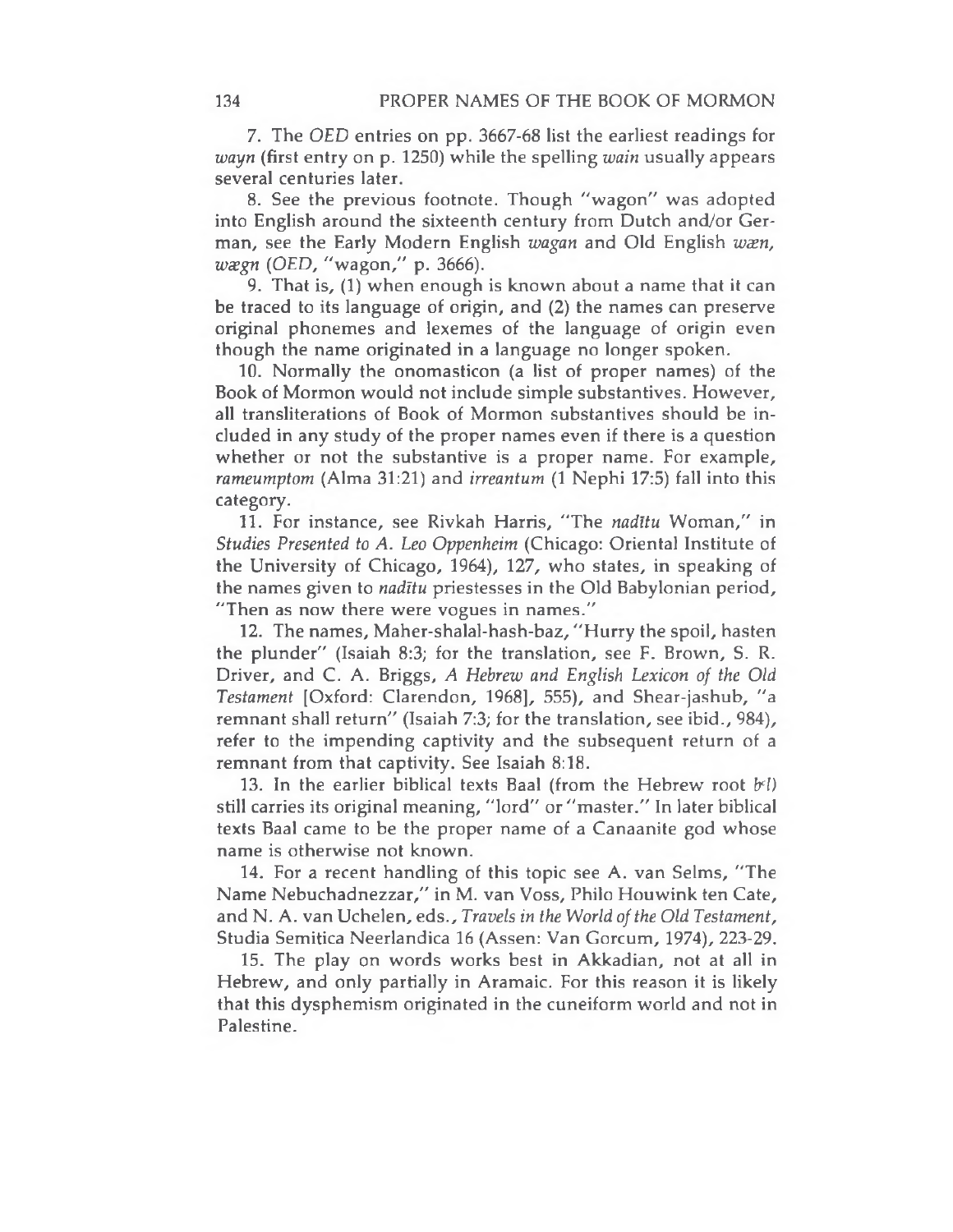7. The *OED* entries on pp. 3667-68 list the earliest readings for *wayn* (first entry on p. 1250) while the spelling *wain* usually appears several centuries later.

8. See the previous footnote. Though "wagon" was adopted into English around the sixteenth century from Dutch and/or German, see the Early Modern English *wagan* and Old English *wæn, wægn* (*OED*, "wagon," p. 3666).

9. That is, (1) when enough is known about a name that it can be traced to its language of origin, and (2) the names can preserve original phonemes and lexemes of the language of origin even though the name originated in a language no longer spoken.

10. Normally the onomasticon (a list of proper names) of the Book of Mormon would not include simple substantives. However, all transliterations of Book of Mormon substantives should be included in any study of the proper names even if there is a question whether or not the substantive is a proper name. For example, *rameumptom* (Alma 31:21) and *irreantum* (1 Nephi 17:5) fall into this category.

11. For instance, see Rivkah Harris, "The *nadītu* Woman," in *Studies Presented to A. Leo Oppenheim* (Chicago: Oriental Institute of the University of Chicago, 1964), 127, who states, in speaking of the names given to *nadītu* priestesses in the Old Babylonian period, "Then as now there were vogues in names."

12. The names, Maher-shalal-hash-baz, "Hurry the spoil, hasten the plunder" (Isaiah 8:3; for the translation, see F. Brown, S. R. Driver, and C. A. Briggs, *A Hebrew and English Lexicon of the Old Testament* [Oxford: Clarendon, 1968], 555), and Shear-jashub, "a remnant shall return" (Isaiah 7:3; for the translation, see ibid., 984), refer to the impending captivity and the subsequent return of a remnant from that captivity. See Isaiah 8:18.

13. In the earlier biblical texts Baal (from the Hebrew root *bʿl*) still carries its original meaning, "lord" or "master." In later biblical texts Baal came to be the proper name of a Canaanite god whose name is otherwise not known.

14. For a recent handling of this topic see A. van Selms, "The Name Nebuchadnezzar," in M. van Voss, Philo Houwink ten Cate, and N. A. van Uchelen, eds., *Travels in the World of the Old Testament*, Studia Semitica Neerlandica 16 (Assen: Van Gorcum, 1974), 223-29.

15. The play on words works best in Akkadian, not at all in Hebrew, and only partially in Aramaic. For this reason it is likely that this dysphemism originated in the cuneiform world and not in Palestine.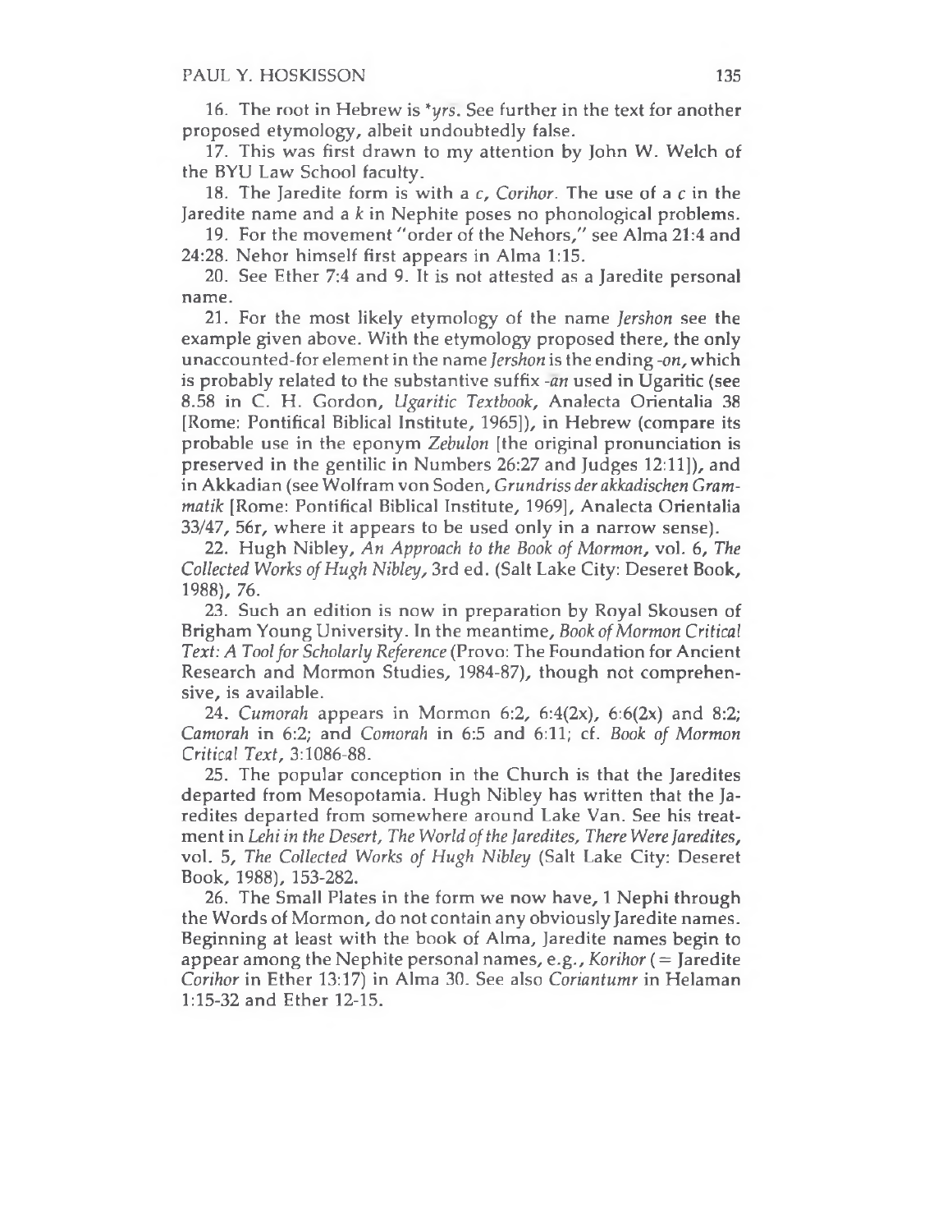16. The root in Hebrew is *yrš. See further in the text for another proposed etymology, albeit undoubtedly false.

17. This was first drawn to my attention by John W. Welch of the BYU Law School faculty.

18. The Jaredite form is with a *c*, *Corihor*. The use of a *c* in the Jaredite name and a *k* in Nephite poses no phonological problems.

19. For the movement "order of the Nehors," see Alma 21:4 and 24:28. Nehor himself first appears in Alma 1:15.

20. See Ether 7:4 and 9. It is not attested as a Jaredite personal name.

21. For the most likely etymology of the name *Jershon* see the example given above. With the etymology proposed there, the only unaccounted-for element in the name *Jershon* is the ending *-on*, which is probably related to the substantive suffix *-ān* used in Ugaritic (see 8.58 in C. H. Gordon, *Ugaritic Textbook*, Analecta Orientalia 38 [Rome: Pontifical Biblical Institute, 1965]), in Hebrew (compare its probable use in the eponym *Zebulon* [the original pronunciation is preserved in the gentilic in Numbers 26:27 and Judges 12:11]), and in Akkadian (see Wolfram von Soden, *Grundriss der akkadischen Grammatik* [Rome: Pontifical Biblical Institute, 1969], Analecta Orientalia 33/47, 56r, where it appears to be used only in a narrow sense).

22. Hugh Nibley, *An Approach to the Book of Mormon*, vol. 6, *The Collected Works of Hugh Nibley*, 3rd ed. (Salt Lake City: Deseret Book, 1988), 76.

23. Such an edition is now in preparation by Royal Skousen of Brigham Young University. In the meantime, *Book of Mormon Critical Text: A Tool for Scholarly Reference* (Provo: The Foundation for Ancient Research and Mormon Studies, 1984-87), though not comprehensive, is available.

24. *Cumorah* appears in Mormon 6:2, 6:4(2x), 6:6(2x) and 8:2; *Camorah* in 6:2; and *Comorah* in 6:5 and 6:11; cf. *Book of Mormon Critical Text*, 3:1086-88.

25. The popular conception in the Church is that the Jaredites departed from Mesopotamia. Hugh Nibley has written that the Jaredites departed from somewhere around Lake Van. See his treatment in *Lehi in the Desert, The World of the Jaredites, There Were Jaredites*, vol. 5, *The Collected Works of Hugh Nibley* (Salt Lake City: Deseret Book, 1988), 153-282.

26. The Small Plates in the form we now have, 1 Nephi through the Words of Mormon, do not contain any obviously Jaredite names. Beginning at least with the book of Alma, Jaredite names begin to appear among the Nephite personal names, e.g., *Korihor* (= Jaredite *Corihor* in Ether 13:17) in Alma 30. See also *Coriantumr* in Helaman 1:15-32 and Ether 12-15.